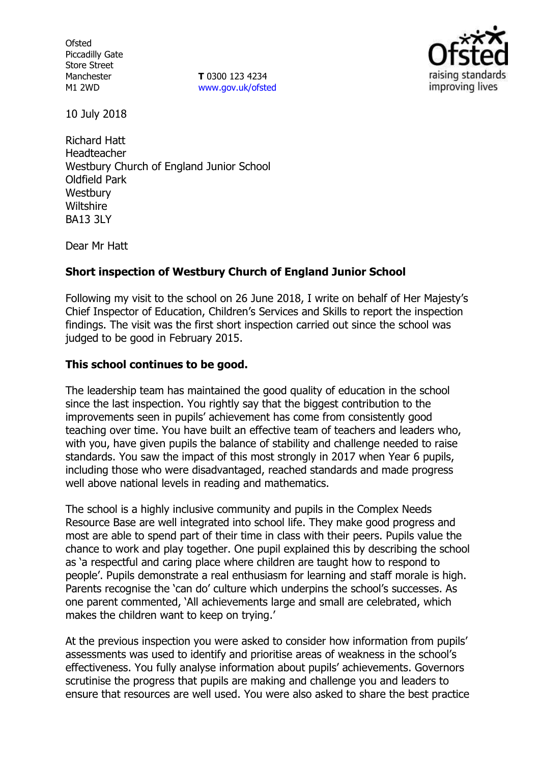Ofsted
Piccadilly Gate
Store Street
Manchester
M1 2WD

**T** 0300 123 4234
www.gov.uk/ofsted

10 July 2018

Richard Hatt
Headteacher
Westbury Church of England Junior School
Oldfield Park
Westbury
Wiltshire
BA13 3LY

Dear Mr Hatt

**Short inspection of Westbury Church of England Junior School**

Following my visit to the school on 26 June 2018, I write on behalf of Her Majesty's Chief Inspector of Education, Children's Services and Skills to report the inspection findings. The visit was the first short inspection carried out since the school was judged to be good in February 2015.

**This school continues to be good.**

The leadership team has maintained the good quality of education in the school since the last inspection. You rightly say that the biggest contribution to the improvements seen in pupils' achievement has come from consistently good teaching over time. You have built an effective team of teachers and leaders who, with you, have given pupils the balance of stability and challenge needed to raise standards. You saw the impact of this most strongly in 2017 when Year 6 pupils, including those who were disadvantaged, reached standards and made progress well above national levels in reading and mathematics.

The school is a highly inclusive community and pupils in the Complex Needs Resource Base are well integrated into school life. They make good progress and most are able to spend part of their time in class with their peers. Pupils value the chance to work and play together. One pupil explained this by describing the school as 'a respectful and caring place where children are taught how to respond to people'. Pupils demonstrate a real enthusiasm for learning and staff morale is high. Parents recognise the 'can do' culture which underpins the school's successes. As one parent commented, 'All achievements large and small are celebrated, which makes the children want to keep on trying.'

At the previous inspection you were asked to consider how information from pupils' assessments was used to identify and prioritise areas of weakness in the school's effectiveness. You fully analyse information about pupils' achievements. Governors scrutinise the progress that pupils are making and challenge you and leaders to ensure that resources are well used. You were also asked to share the best practice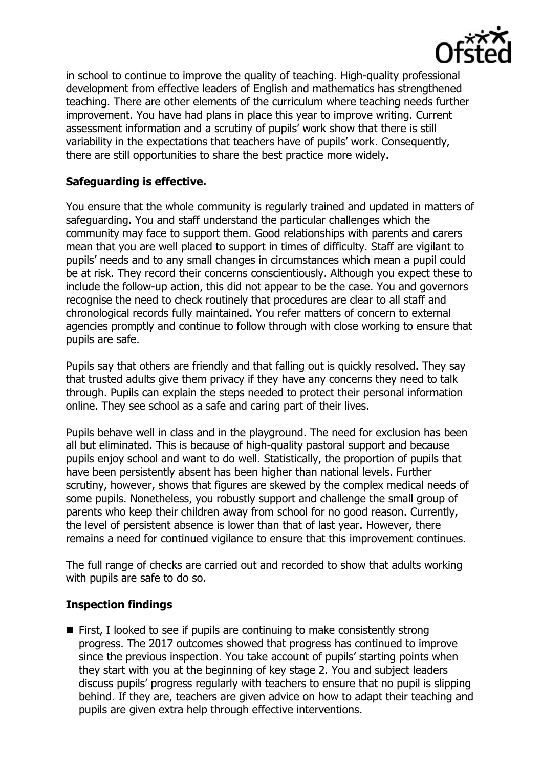in school to continue to improve the quality of teaching. High-quality professional development from effective leaders of English and mathematics has strengthened teaching. There are other elements of the curriculum where teaching needs further improvement. You have had plans in place this year to improve writing. Current assessment information and a scrutiny of pupils' work show that there is still variability in the expectations that teachers have of pupils' work. Consequently, there are still opportunities to share the best practice more widely.

**Safeguarding is effective.**

You ensure that the whole community is regularly trained and updated in matters of safeguarding. You and staff understand the particular challenges which the community may face to support them. Good relationships with parents and carers mean that you are well placed to support in times of difficulty. Staff are vigilant to pupils' needs and to any small changes in circumstances which mean a pupil could be at risk. They record their concerns conscientiously. Although you expect these to include the follow-up action, this did not appear to be the case. You and governors recognise the need to check routinely that procedures are clear to all staff and chronological records fully maintained. You refer matters of concern to external agencies promptly and continue to follow through with close working to ensure that pupils are safe.

Pupils say that others are friendly and that falling out is quickly resolved. They say that trusted adults give them privacy if they have any concerns they need to talk through. Pupils can explain the steps needed to protect their personal information online. They see school as a safe and caring part of their lives.

Pupils behave well in class and in the playground. The need for exclusion has been all but eliminated. This is because of high-quality pastoral support and because pupils enjoy school and want to do well. Statistically, the proportion of pupils that have been persistently absent has been higher than national levels. Further scrutiny, however, shows that figures are skewed by the complex medical needs of some pupils. Nonetheless, you robustly support and challenge the small group of parents who keep their children away from school for no good reason. Currently, the level of persistent absence is lower than that of last year. However, there remains a need for continued vigilance to ensure that this improvement continues.

The full range of checks are carried out and recorded to show that adults working with pupils are safe to do so.

**Inspection findings**

- First, I looked to see if pupils are continuing to make consistently strong progress. The 2017 outcomes showed that progress has continued to improve since the previous inspection. You take account of pupils' starting points when they start with you at the beginning of key stage 2. You and subject leaders discuss pupils' progress regularly with teachers to ensure that no pupil is slipping behind. If they are, teachers are given advice on how to adapt their teaching and pupils are given extra help through effective interventions.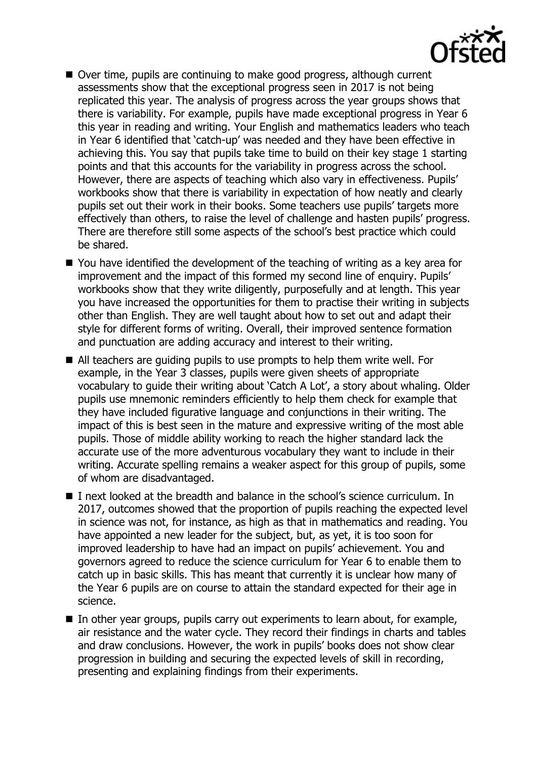- Over time, pupils are continuing to make good progress, although current assessments show that the exceptional progress seen in 2017 is not being replicated this year. The analysis of progress across the year groups shows that there is variability. For example, pupils have made exceptional progress in Year 6 this year in reading and writing. Your English and mathematics leaders who teach in Year 6 identified that 'catch-up' was needed and they have been effective in achieving this. You say that pupils take time to build on their key stage 1 starting points and that this accounts for the variability in progress across the school. However, there are aspects of teaching which also vary in effectiveness. Pupils' workbooks show that there is variability in expectation of how neatly and clearly pupils set out their work in their books. Some teachers use pupils' targets more effectively than others, to raise the level of challenge and hasten pupils' progress. There are therefore still some aspects of the school's best practice which could be shared.
- You have identified the development of the teaching of writing as a key area for improvement and the impact of this formed my second line of enquiry. Pupils' workbooks show that they write diligently, purposefully and at length. This year you have increased the opportunities for them to practise their writing in subjects other than English. They are well taught about how to set out and adapt their style for different forms of writing. Overall, their improved sentence formation and punctuation are adding accuracy and interest to their writing.
- All teachers are guiding pupils to use prompts to help them write well. For example, in the Year 3 classes, pupils were given sheets of appropriate vocabulary to guide their writing about 'Catch A Lot', a story about whaling. Older pupils use mnemonic reminders efficiently to help them check for example that they have included figurative language and conjunctions in their writing. The impact of this is best seen in the mature and expressive writing of the most able pupils. Those of middle ability working to reach the higher standard lack the accurate use of the more adventurous vocabulary they want to include in their writing. Accurate spelling remains a weaker aspect for this group of pupils, some of whom are disadvantaged.
- I next looked at the breadth and balance in the school's science curriculum. In 2017, outcomes showed that the proportion of pupils reaching the expected level in science was not, for instance, as high as that in mathematics and reading. You have appointed a new leader for the subject, but, as yet, it is too soon for improved leadership to have had an impact on pupils' achievement. You and governors agreed to reduce the science curriculum for Year 6 to enable them to catch up in basic skills. This has meant that currently it is unclear how many of the Year 6 pupils are on course to attain the standard expected for their age in science.
- In other year groups, pupils carry out experiments to learn about, for example, air resistance and the water cycle. They record their findings in charts and tables and draw conclusions. However, the work in pupils' books does not show clear progression in building and securing the expected levels of skill in recording, presenting and explaining findings from their experiments.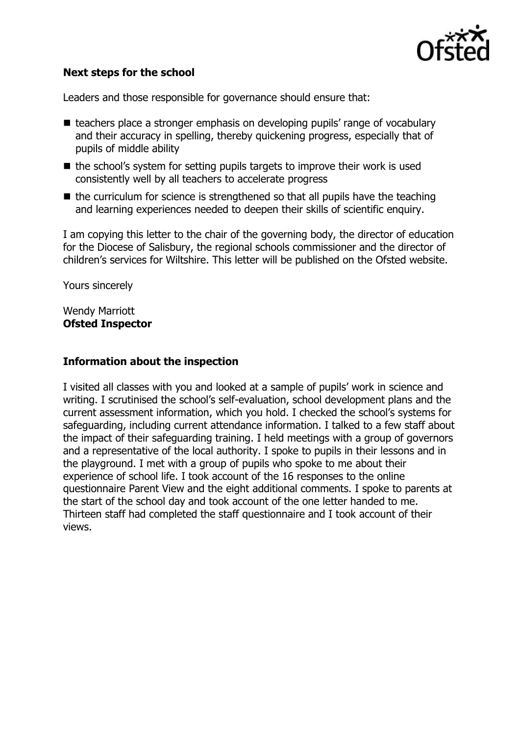**Next steps for the school**

Leaders and those responsible for governance should ensure that:

- teachers place a stronger emphasis on developing pupils' range of vocabulary and their accuracy in spelling, thereby quickening progress, especially that of pupils of middle ability
- the school's system for setting pupils targets to improve their work is used consistently well by all teachers to accelerate progress
- the curriculum for science is strengthened so that all pupils have the teaching and learning experiences needed to deepen their skills of scientific enquiry.

I am copying this letter to the chair of the governing body, the director of education for the Diocese of Salisbury, the regional schools commissioner and the director of children's services for Wiltshire. This letter will be published on the Ofsted website.

Yours sincerely

Wendy Marriott
**Ofsted Inspector**

## Information about the inspection

I visited all classes with you and looked at a sample of pupils' work in science and writing. I scrutinised the school's self-evaluation, school development plans and the current assessment information, which you hold. I checked the school's systems for safeguarding, including current attendance information. I talked to a few staff about the impact of their safeguarding training. I held meetings with a group of governors and a representative of the local authority. I spoke to pupils in their lessons and in the playground. I met with a group of pupils who spoke to me about their experience of school life. I took account of the 16 responses to the online questionnaire Parent View and the eight additional comments. I spoke to parents at the start of the school day and took account of the one letter handed to me. Thirteen staff had completed the staff questionnaire and I took account of their views.